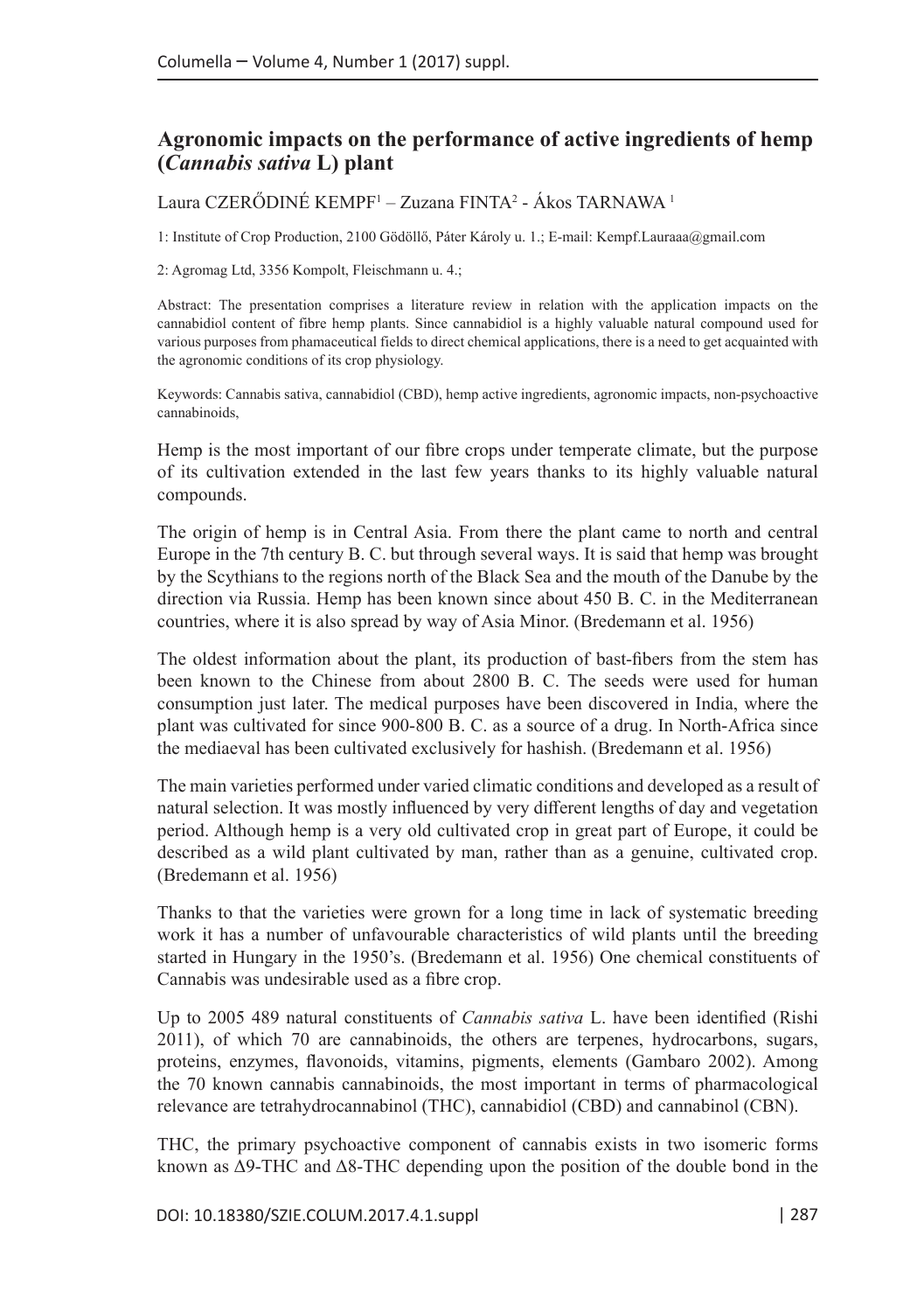## Agronomic impacts on the performance of active ingredients of hemp (*Cannabis sativa* L) plant

Laura CZERŐDINÉ KEMPF[1] – Zuzana FINTA[2] - Ákos TARNAWA [1]

1: Institute of Crop Production, 2100 Gödöllő, Páter Károly u. 1.; E-mail: Kempf.Lauraaa@gmail.com

2: Agromag Ltd, 3356 Kompolt, Fleischmann u. 4.;

Abstract: The presentation comprises a literature review in relation with the application impacts on the cannabidiol content of fibre hemp plants. Since cannabidiol is a highly valuable natural compound used for various purposes from phamaceutical fields to direct chemical applications, there is a need to get acquainted with the agronomic conditions of its crop physiology.

Keywords: Cannabis sativa, cannabidiol (CBD), hemp active ingredients, agronomic impacts, non-psychoactive cannabinoids,

Hemp is the most important of our fibre crops under temperate climate, but the purpose of its cultivation extended in the last few years thanks to its highly valuable natural compounds.

The origin of hemp is in Central Asia. From there the plant came to north and central Europe in the 7th century B. C. but through several ways. It is said that hemp was brought by the Scythians to the regions north of the Black Sea and the mouth of the Danube by the direction via Russia. Hemp has been known since about 450 B. C. in the Mediterranean countries, where it is also spread by way of Asia Minor. (Bredemann et al. 1956)

The oldest information about the plant, its production of bast-fibers from the stem has been known to the Chinese from about 2800 B. C. The seeds were used for human consumption just later. The medical purposes have been discovered in India, where the plant was cultivated for since 900-800 B. C. as a source of a drug. In North-Africa since the mediaeval has been cultivated exclusively for hashish. (Bredemann et al. 1956)

The main varieties performed under varied climatic conditions and developed as a result of natural selection. It was mostly influenced by very different lengths of day and vegetation period. Although hemp is a very old cultivated crop in great part of Europe, it could be described as a wild plant cultivated by man, rather than as a genuine, cultivated crop. (Bredemann et al. 1956)

Thanks to that the varieties were grown for a long time in lack of systematic breeding work it has a number of unfavourable characteristics of wild plants until the breeding started in Hungary in the 1950's. (Bredemann et al. 1956) One chemical constituents of Cannabis was undesirable used as a fibre crop.

Up to 2005 489 natural constituents of *Cannabis sativa* L. have been identified (Rishi 2011), of which 70 are cannabinoids, the others are terpenes, hydrocarbons, sugars, proteins, enzymes, flavonoids, vitamins, pigments, elements (Gambaro 2002). Among the 70 known cannabis cannabinoids, the most important in terms of pharmacological relevance are tetrahydrocannabinol (THC), cannabidiol (CBD) and cannabinol (CBN).

THC, the primary psychoactive component of cannabis exists in two isomeric forms known as $\Delta$9-THC and $\Delta$8-THC depending upon the position of the double bond in the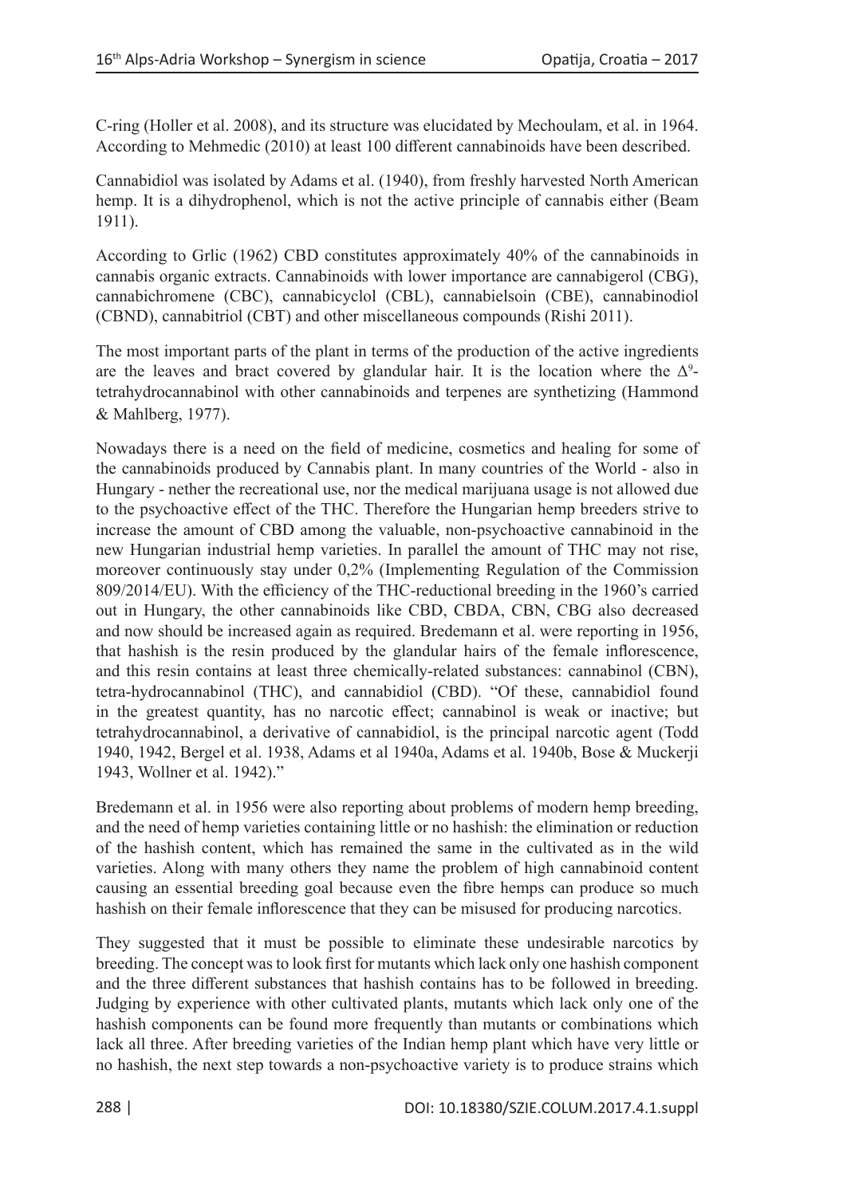C-ring (Holler et al. 2008), and its structure was elucidated by Mechoulam, et al. in 1964. According to Mehmedic (2010) at least 100 different cannabinoids have been described.

Cannabidiol was isolated by Adams et al. (1940), from freshly harvested North American hemp. It is a dihydrophenol, which is not the active principle of cannabis either (Beam 1911).

According to Grlic (1962) CBD constitutes approximately 40% of the cannabinoids in cannabis organic extracts. Cannabinoids with lower importance are cannabigerol (CBG), cannabichromene (CBC), cannabicyclol (CBL), cannabielsoin (CBE), cannabinodiol (CBND), cannabitriol (CBT) and other miscellaneous compounds (Rishi 2011).

The most important parts of the plant in terms of the production of the active ingredients are the leaves and bract covered by glandular hair. It is the location where the $\Delta^9$-tetrahydrocannabinol with other cannabinoids and terpenes are synthetizing (Hammond & Mahlberg, 1977).

Nowadays there is a need on the field of medicine, cosmetics and healing for some of the cannabinoids produced by Cannabis plant. In many countries of the World - also in Hungary - nether the recreational use, nor the medical marijuana usage is not allowed due to the psychoactive effect of the THC. Therefore the Hungarian hemp breeders strive to increase the amount of CBD among the valuable, non-psychoactive cannabinoid in the new Hungarian industrial hemp varieties. In parallel the amount of THC may not rise, moreover continuously stay under 0,2% (Implementing Regulation of the Commission 809/2014/EU). With the efficiency of the THC-reductional breeding in the 1960's carried out in Hungary, the other cannabinoids like CBD, CBDA, CBN, CBG also decreased and now should be increased again as required. Bredemann et al. were reporting in 1956, that hashish is the resin produced by the glandular hairs of the female inflorescence, and this resin contains at least three chemically-related substances: cannabinol (CBN), tetra-hydrocannabinol (THC), and cannabidiol (CBD). "Of these, cannabidiol found in the greatest quantity, has no narcotic effect; cannabinol is weak or inactive; but tetrahydrocannabinol, a derivative of cannabidiol, is the principal narcotic agent (Todd 1940, 1942, Bergel et al. 1938, Adams et al 1940a, Adams et al. 1940b, Bose & Muckerji 1943, Wollner et al. 1942)."

Bredemann et al. in 1956 were also reporting about problems of modern hemp breeding, and the need of hemp varieties containing little or no hashish: the elimination or reduction of the hashish content, which has remained the same in the cultivated as in the wild varieties. Along with many others they name the problem of high cannabinoid content causing an essential breeding goal because even the fibre hemps can produce so much hashish on their female inflorescence that they can be misused for producing narcotics.

They suggested that it must be possible to eliminate these undesirable narcotics by breeding. The concept was to look first for mutants which lack only one hashish component and the three different substances that hashish contains has to be followed in breeding. Judging by experience with other cultivated plants, mutants which lack only one of the hashish components can be found more frequently than mutants or combinations which lack all three. After breeding varieties of the Indian hemp plant which have very little or no hashish, the next step towards a non-psychoactive variety is to produce strains which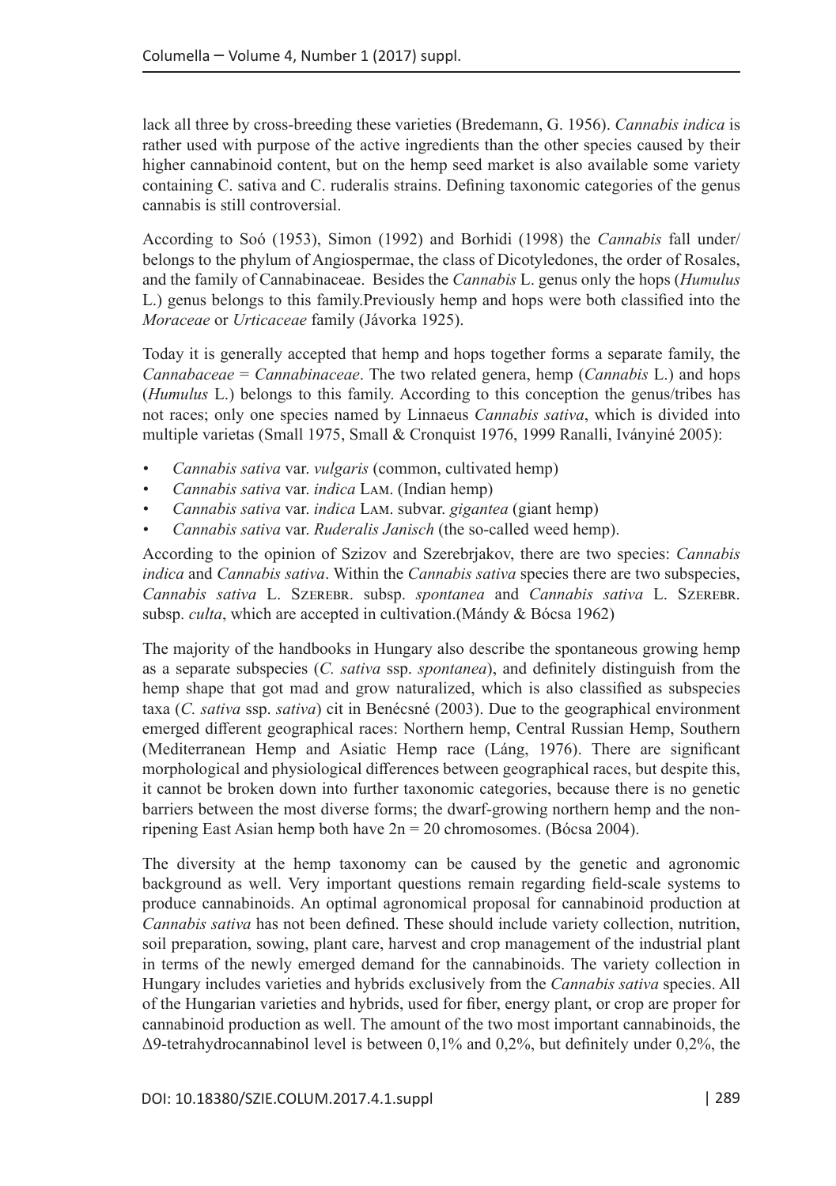lack all three by cross-breeding these varieties (Bredemann, G. 1956). *Cannabis indica* is rather used with purpose of the active ingredients than the other species caused by their higher cannabinoid content, but on the hemp seed market is also available some variety containing C. sativa and C. ruderalis strains. Defining taxonomic categories of the genus cannabis is still controversial.

According to Soó (1953), Simon (1992) and Borhidi (1998) the *Cannabis* fall under/ belongs to the phylum of Angiospermae, the class of Dicotyledones, the order of Rosales, and the family of Cannabinaceae. Besides the *Cannabis* L. genus only the hops (*Humulus* L.) genus belongs to this family.Previously hemp and hops were both classified into the *Moraceae* or *Urticaceae* family (Jávorka 1925).

Today it is generally accepted that hemp and hops together forms a separate family, the *Cannabaceae* = *Cannabinaceae*. The two related genera, hemp (*Cannabis* L.) and hops (*Humulus* L.) belongs to this family. According to this conception the genus/tribes has not races; only one species named by Linnaeus *Cannabis sativa*, which is divided into multiple varietas (Small 1975, Small & Cronquist 1976, 1999 Ranalli, Iványiné 2005):

- *Cannabis sativa* var. *vulgaris* (common, cultivated hemp)
- *Cannabis sativa* var. *indica* Lam. (Indian hemp)
- *Cannabis sativa* var. *indica* Lam. subvar. *gigantea* (giant hemp)
- *Cannabis sativa* var. *Ruderalis Janisch* (the so-called weed hemp).

According to the opinion of Szizov and Szerebrjakov, there are two species: *Cannabis indica* and *Cannabis sativa*. Within the *Cannabis sativa* species there are two subspecies, *Cannabis sativa* L. Szerebr. subsp. *spontanea* and *Cannabis sativa* L. Szerebr. subsp. *culta*, which are accepted in cultivation.(Mándy & Bócsa 1962)

The majority of the handbooks in Hungary also describe the spontaneous growing hemp as a separate subspecies (*C. sativa* ssp. *spontanea*), and definitely distinguish from the hemp shape that got mad and grow naturalized, which is also classified as subspecies taxa (*C. sativa* ssp. *sativa*) cit in Benécsné (2003). Due to the geographical environment emerged different geographical races: Northern hemp, Central Russian Hemp, Southern (Mediterranean Hemp and Asiatic Hemp race (Láng, 1976). There are significant morphological and physiological differences between geographical races, but despite this, it cannot be broken down into further taxonomic categories, because there is no genetic barriers between the most diverse forms; the dwarf-growing northern hemp and the non-ripening East Asian hemp both have $2n = 20$ chromosomes. (Bócsa 2004).

The diversity at the hemp taxonomy can be caused by the genetic and agronomic background as well. Very important questions remain regarding field-scale systems to produce cannabinoids. An optimal agronomical proposal for cannabinoid production at *Cannabis sativa* has not been defined. These should include variety collection, nutrition, soil preparation, sowing, plant care, harvest and crop management of the industrial plant in terms of the newly emerged demand for the cannabinoids. The variety collection in Hungary includes varieties and hybrids exclusively from the *Cannabis sativa* species. All of the Hungarian varieties and hybrids, used for fiber, energy plant, or crop are proper for cannabinoid production as well. The amount of the two most important cannabinoids, the Δ9-tetrahydrocannabinol level is between 0,1% and 0,2%, but definitely under 0,2%, the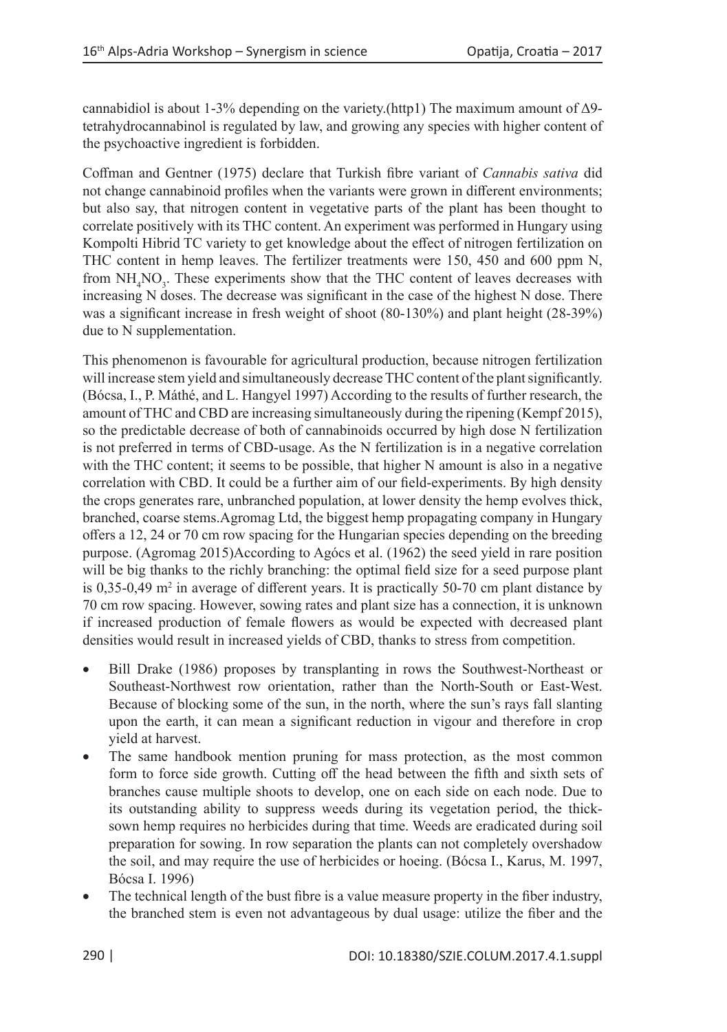cannabidiol is about 1-3% depending on the variety.(http1) The maximum amount of Δ9-tetrahydrocannabinol is regulated by law, and growing any species with higher content of the psychoactive ingredient is forbidden.

Coffman and Gentner (1975) declare that Turkish fibre variant of *Cannabis sativa* did not change cannabinoid profiles when the variants were grown in different environments; but also say, that nitrogen content in vegetative parts of the plant has been thought to correlate positively with its THC content. An experiment was performed in Hungary using Kompolti Hibrid TC variety to get knowledge about the effect of nitrogen fertilization on THC content in hemp leaves. The fertilizer treatments were 150, 450 and 600 ppm N, from $NH_4NO_3$. These experiments show that the THC content of leaves decreases with increasing N doses. The decrease was significant in the case of the highest N dose. There was a significant increase in fresh weight of shoot (80-130%) and plant height (28-39%) due to N supplementation.

This phenomenon is favourable for agricultural production, because nitrogen fertilization will increase stem yield and simultaneously decrease THC content of the plant significantly. (Bócsa, I., P. Máthé, and L. Hangyel 1997) According to the results of further research, the amount of THC and CBD are increasing simultaneously during the ripening (Kempf 2015), so the predictable decrease of both of cannabinoids occurred by high dose N fertilization is not preferred in terms of CBD-usage. As the N fertilization is in a negative correlation with the THC content; it seems to be possible, that higher N amount is also in a negative correlation with CBD. It could be a further aim of our field-experiments. By high density the crops generates rare, unbranched population, at lower density the hemp evolves thick, branched, coarse stems.Agromag Ltd, the biggest hemp propagating company in Hungary offers a 12, 24 or 70 cm row spacing for the Hungarian species depending on the breeding purpose. (Agromag 2015)According to Agócs et al. (1962) the seed yield in rare position will be big thanks to the richly branching: the optimal field size for a seed purpose plant is 0,35-0,49 $m^2$ in average of different years. It is practically 50-70 cm plant distance by 70 cm row spacing. However, sowing rates and plant size has a connection, it is unknown if increased production of female flowers as would be expected with decreased plant densities would result in increased yields of CBD, thanks to stress from competition.

- Bill Drake (1986) proposes by transplanting in rows the Southwest-Northeast or Southeast-Northwest row orientation, rather than the North-South or East-West. Because of blocking some of the sun, in the north, where the sun's rays fall slanting upon the earth, it can mean a significant reduction in vigour and therefore in crop yield at harvest.
- The same handbook mention pruning for mass protection, as the most common form to force side growth. Cutting off the head between the fifth and sixth sets of branches cause multiple shoots to develop, one on each side on each node. Due to its outstanding ability to suppress weeds during its vegetation period, the thick-sown hemp requires no herbicides during that time. Weeds are eradicated during soil preparation for sowing. In row separation the plants can not completely overshadow the soil, and may require the use of herbicides or hoeing. (Bócsa I., Karus, M. 1997, Bócsa I. 1996)
- The technical length of the bust fibre is a value measure property in the fiber industry, the branched stem is even not advantageous by dual usage: utilize the fiber and the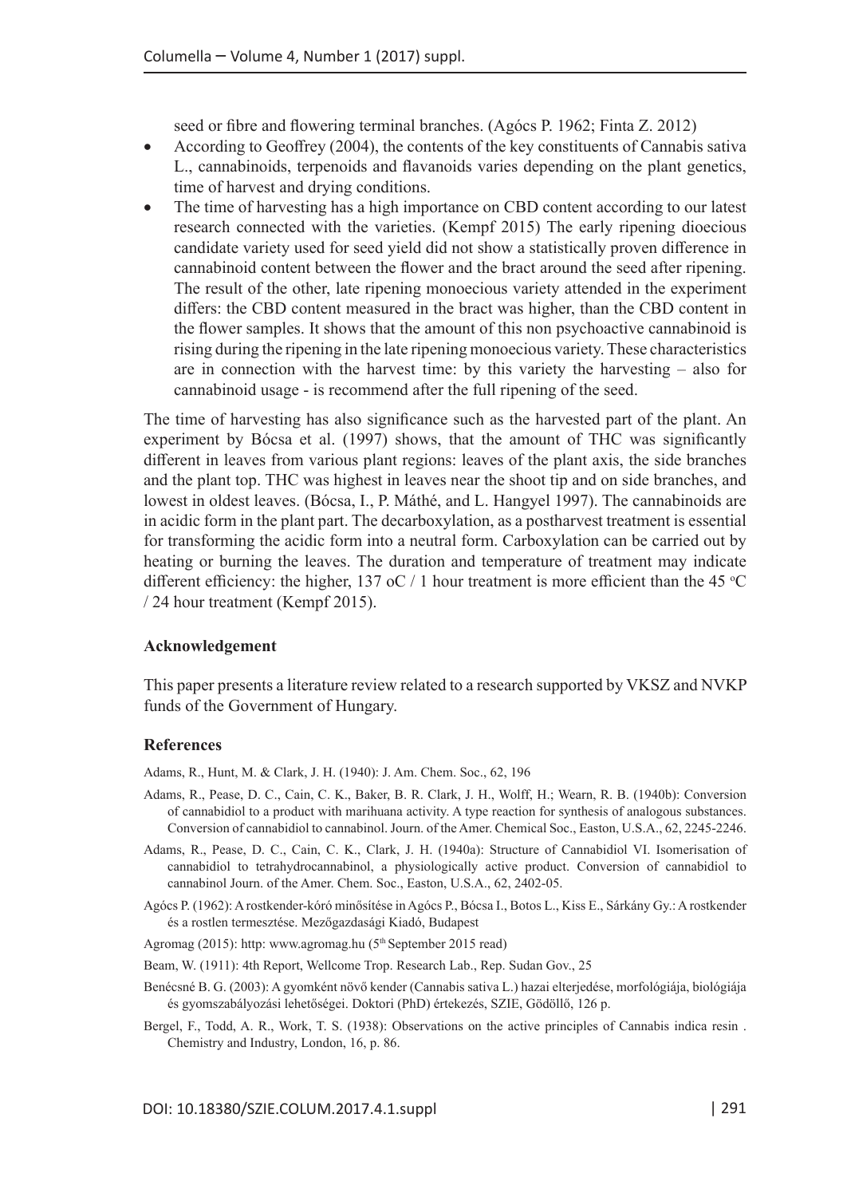seed or fibre and flowering terminal branches. (Agócs P. 1962; Finta Z. 2012)

- According to Geoffrey (2004), the contents of the key constituents of Cannabis sativa L., cannabinoids, terpenoids and flavanoids varies depending on the plant genetics, time of harvest and drying conditions.
- The time of harvesting has a high importance on CBD content according to our latest research connected with the varieties. (Kempf 2015) The early ripening dioecious candidate variety used for seed yield did not show a statistically proven difference in cannabinoid content between the flower and the bract around the seed after ripening. The result of the other, late ripening monoecious variety attended in the experiment differs: the CBD content measured in the bract was higher, than the CBD content in the flower samples. It shows that the amount of this non psychoactive cannabinoid is rising during the ripening in the late ripening monoecious variety. These characteristics are in connection with the harvest time: by this variety the harvesting – also for cannabinoid usage - is recommend after the full ripening of the seed.

The time of harvesting has also significance such as the harvested part of the plant. An experiment by Bócsa et al. (1997) shows, that the amount of THC was significantly different in leaves from various plant regions: leaves of the plant axis, the side branches and the plant top. THC was highest in leaves near the shoot tip and on side branches, and lowest in oldest leaves. (Bócsa, I., P. Máthé, and L. Hangyel 1997). The cannabinoids are in acidic form in the plant part. The decarboxylation, as a postharvest treatment is essential for transforming the acidic form into a neutral form. Carboxylation can be carried out by heating or burning the leaves. The duration and temperature of treatment may indicate different efficiency: the higher, 137 oC / 1 hour treatment is more efficient than the 45 $^{o}$C / 24 hour treatment (Kempf 2015).

**Acknowledgement**

This paper presents a literature review related to a research supported by VKSZ and NVKP funds of the Government of Hungary.

**References**

Adams, R., Hunt, M. & Clark, J. H. (1940): J. Am. Chem. Soc., 62, 196

Adams, R., Pease, D. C., Cain, C. K., Baker, B. R. Clark, J. H., Wolff, H.; Wearn, R. B. (1940b): Conversion of cannabidiol to a product with marihuana activity. A type reaction for synthesis of analogous substances. Conversion of cannabidiol to cannabinol. Journ. of the Amer. Chemical Soc., Easton, U.S.A., 62, 2245-2246.

Adams, R., Pease, D. C., Cain, C. K., Clark, J. H. (1940a): Structure of Cannabidiol VI. Isomerisation of cannabidiol to tetrahydrocannabinol, a physiologically active product. Conversion of cannabidiol to cannabinol Journ. of the Amer. Chem. Soc., Easton, U.S.A., 62, 2402-05.

Agócs P. (1962): A rostkender-kóró minősítése in Agócs P., Bócsa I., Botos L., Kiss E., Sárkány Gy.: A rostkender és a rostlen termesztése. Mezőgazdasági Kiadó, Budapest

Agromag (2015): http: www.agromag.hu (5th September 2015 read)

Beam, W. (1911): 4th Report, Wellcome Trop. Research Lab., Rep. Sudan Gov., 25

Benécsné B. G. (2003): A gyomként növő kender (Cannabis sativa L.) hazai elterjedése, morfológiája, biológiája és gyomszabályozási lehetőségei. Doktori (PhD) értekezés, SZIE, Gödöllő, 126 p.

Bergel, F., Todd, A. R., Work, T. S. (1938): Observations on the active principles of Cannabis indica resin . Chemistry and Industry, London, 16, p. 86.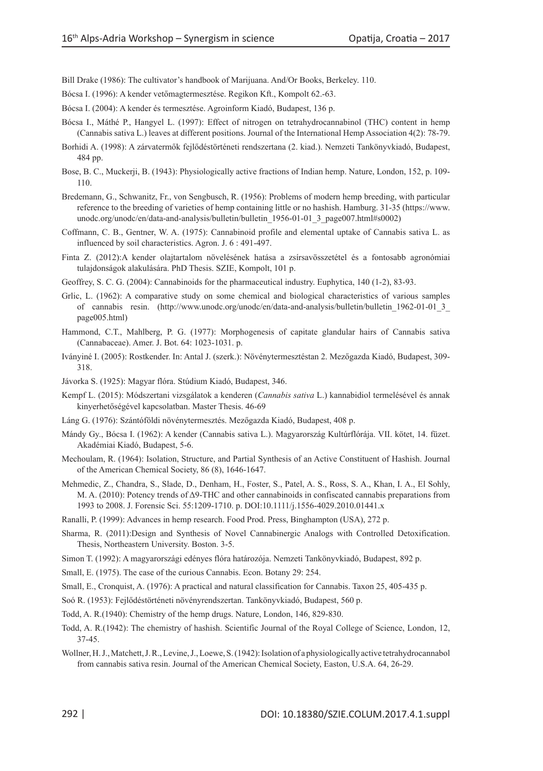Bill Drake (1986): The cultivator's handbook of Marijuana. And/Or Books, Berkeley. 110.

Bócsa I. (1996): A kender vetőmagtermesztése. Regikon Kft., Kompolt 62.-63.

Bócsa I. (2004): A kender és termesztése. Agroinform Kiadó, Budapest, 136 p.

Bócsa I., Máthé P., Hangyel L. (1997): Effect of nitrogen on tetrahydrocannabinol (THC) content in hemp (Cannabis sativa L.) leaves at different positions. Journal of the International Hemp Association 4(2): 78-79.

Borhidi A. (1998): A zárvatermők fejlődéstörténeti rendszertana (2. kiad.). Nemzeti Tankönyvkiadó, Budapest, 484 pp.

Bose, B. C., Muckerji, B. (1943): Physiologically active fractions of Indian hemp. Nature, London, 152, p. 109-110.

Bredemann, G., Schwanitz, Fr., von Sengbusch, R. (1956): Problems of modern hemp breeding, with particular reference to the breeding of varieties of hemp containing little or no hashish. Hamburg. 31-35 (https://www.unodc.org/unodc/en/data-and-analysis/bulletin/bulletin_1956-01-01_3_page007.html#s0002)

Coffmann, C. B., Gentner, W. A. (1975): Cannabinoid profile and elemental uptake of Cannabis sativa L. as influenced by soil characteristics. Agron. J. 6 : 491-497.

Finta Z. (2012):A kender olajtartalom növelésének hatása a zsírsavösszetétel és a fontosabb agronómiai tulajdonságok alakulására. PhD Thesis. SZIE, Kompolt, 101 p.

Geoffrey, S. C. G. (2004): Cannabinoids for the pharmaceutical industry. Euphytica, 140 (1-2), 83-93.

Grlic, L. (1962): A comparative study on some chemical and biological characteristics of various samples of cannabis resin. (http://www.unodc.org/unodc/en/data-and-analysis/bulletin/bulletin_1962-01-01_3_page005.html)

Hammond, C.T., Mahlberg, P. G. (1977): Morphogenesis of capitate glandular hairs of Cannabis sativa (Cannabaceae). Amer. J. Bot. 64: 1023-1031. p.

Iványiné I. (2005): Rostkender. In: Antal J. (szerk.): Növénytermesztéstan 2. Mezőgazda Kiadó, Budapest, 309-318.

Jávorka S. (1925): Magyar flóra. Stúdium Kiadó, Budapest, 346.

Kempf L. (2015): Módszertani vizsgálatok a kenderen (*Cannabis sativa* L.) kannabidiol termelésével és annak kinyerhetőségével kapcsolatban. Master Thesis. 46-69

Láng G. (1976): Szántóföldi növénytermesztés. Mezőgazda Kiadó, Budapest, 408 p.

Mándy Gy., Bócsa I. (1962): A kender (Cannabis sativa L.). Magyarország Kultúrflórája. VII. kötet, 14. füzet. Akadémiai Kiadó, Budapest, 5-6.

Mechoulam, R. (1964): Isolation, Structure, and Partial Synthesis of an Active Constituent of Hashish. Journal of the American Chemical Society, 86 (8), 1646-1647.

Mehmedic, Z., Chandra, S., Slade, D., Denham, H., Foster, S., Patel, A. S., Ross, S. A., Khan, I. A., El Sohly, M. A. (2010): Potency trends of Δ9-THC and other cannabinoids in confiscated cannabis preparations from 1993 to 2008. J. Forensic Sci. 55:1209-1710. p. DOI:10.1111/j.1556-4029.2010.01441.x

Ranalli, P. (1999): Advances in hemp research. Food Prod. Press, Binghampton (USA), 272 p.

Sharma, R. (2011):Design and Synthesis of Novel Cannabinergic Analogs with Controlled Detoxification. Thesis, Northeastern University. Boston. 3-5.

Simon T. (1992): A magyarországi edényes flóra határozója. Nemzeti Tankönyvkiadó, Budapest, 892 p.

Small, E. (1975). The case of the curious Cannabis. Econ. Botany 29: 254.

Small, E., Cronquist, A. (1976): A practical and natural classification for Cannabis. Taxon 25, 405-435 p.

Soó R. (1953): Fejlődéstörténeti növényrendszertan. Tankönyvkiadó, Budapest, 560 p.

Todd, A. R.(1940): Chemistry of the hemp drugs. Nature, London, 146, 829-830.

Todd, A. R.(1942): The chemistry of hashish. Scientific Journal of the Royal College of Science, London, 12, 37-45.

Wollner, H. J., Matchett, J. R., Levine, J., Loewe, S. (1942): Isolation of a physiologically active tetrahydrocannabol from cannabis sativa resin. Journal of the American Chemical Society, Easton, U.S.A. 64, 26-29.